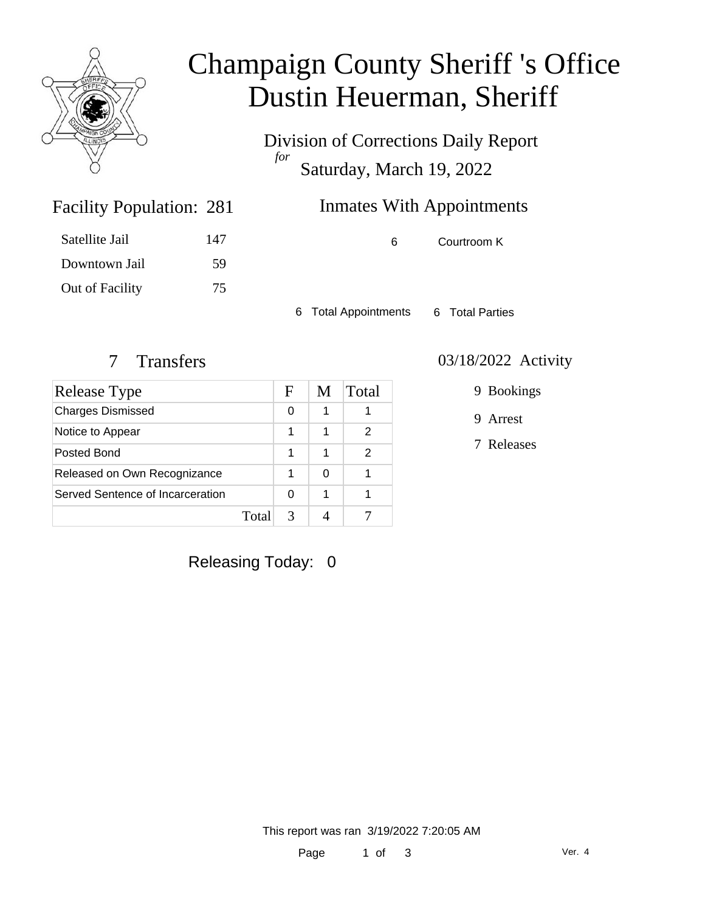# Champaign County Sheriff 's Office
# Dustin Heuerman, Sheriff

Division of Corrections Daily Report
*for*
Saturday, March 19, 2022

## Facility Population: 281

| | |
|---|---|
| Satellite Jail | 147 |
| Downtown Jail | 59 |
| Out of Facility | 75 |

## Inmates With Appointments

6 Courtroom K

6 Total Appointments    6 Total Parties

## 7 Transfers

| Release Type | F | M | Total |
|---|---|---|---|
| Charges Dismissed | 0 | 1 | 1 |
| Notice to Appear | 1 | 1 | 2 |
| Posted Bond | 1 | 1 | 2 |
| Released on Own Recognizance | 1 | 0 | 1 |
| Served Sentence of Incarceration | 0 | 1 | 1 |
| Total | 3 | 4 | 7 |

## 03/18/2022 Activity

9 Bookings

9 Arrest

7 Releases

Releasing Today: 0

This report was ran 3/19/2022 7:20:05 AM

Ver. 4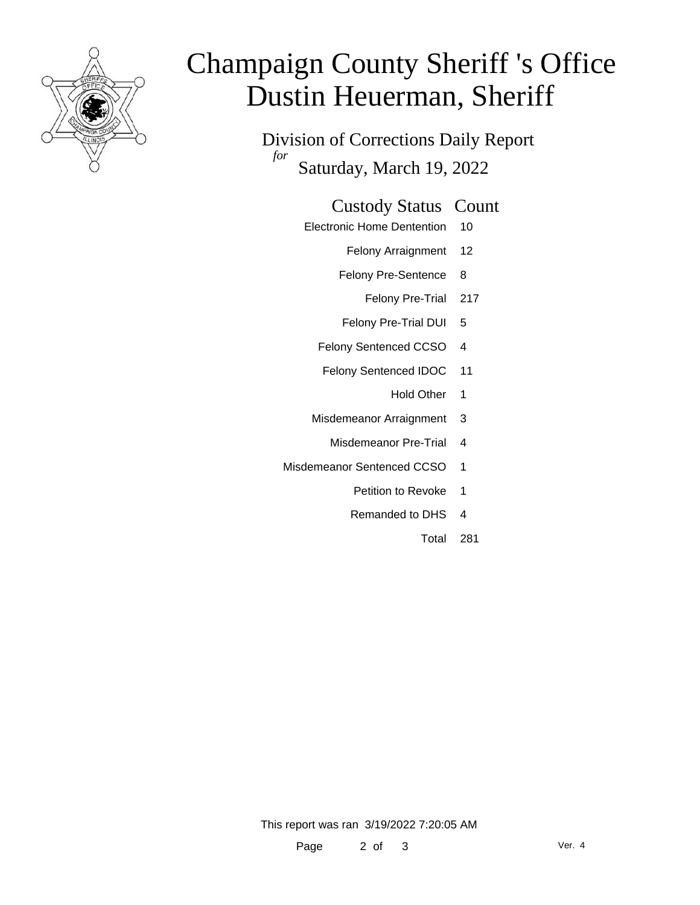# Champaign County Sheriff 's Office
# Dustin Heuerman, Sheriff

## Division of Corrections Daily Report

*for* Saturday, March 19, 2022

| Custody Status | Count |
|---|---|
| Electronic Home Dentention | 10 |
| Felony Arraignment | 12 |
| Felony Pre-Sentence | 8 |
| Felony Pre-Trial | 217 |
| Felony Pre-Trial DUI | 5 |
| Felony Sentenced CCSO | 4 |
| Felony Sentenced IDOC | 11 |
| Hold Other | 1 |
| Misdemeanor Arraignment | 3 |
| Misdemeanor Pre-Trial | 4 |
| Misdemeanor Sentenced CCSO | 1 |
| Petition to Revoke | 1 |
| Remanded to DHS | 4 |
| Total | 281 |

This report was ran 3/19/2022 7:20:05 AM

Ver. 4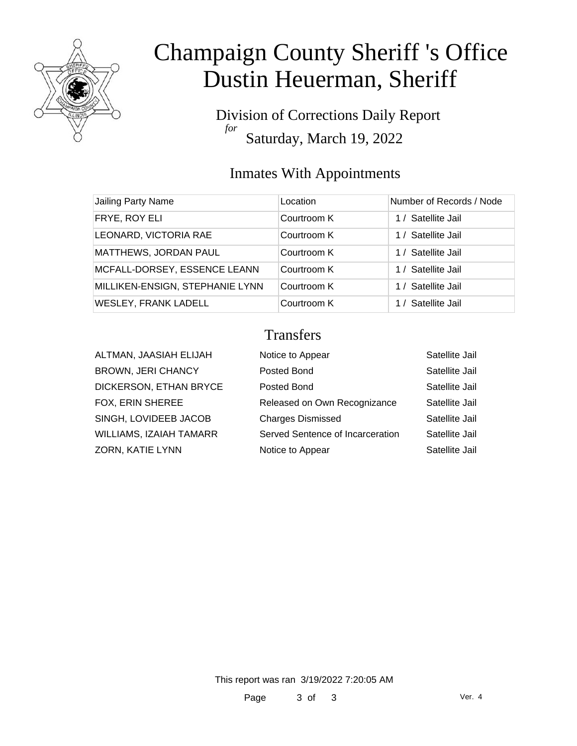# Champaign County Sheriff 's Office
# Dustin Heuerman, Sheriff

Division of Corrections Daily Report
*for*
Saturday, March 19, 2022

## Inmates With Appointments

| Jailing Party Name | Location | Number of Records / Node |
|---|---|---|
| FRYE, ROY ELI | Courtroom K | 1 / Satellite Jail |
| LEONARD, VICTORIA RAE | Courtroom K | 1 / Satellite Jail |
| MATTHEWS, JORDAN PAUL | Courtroom K | 1 / Satellite Jail |
| MCFALL-DORSEY, ESSENCE LEANN | Courtroom K | 1 / Satellite Jail |
| MILLIKEN-ENSIGN, STEPHANIE LYNN | Courtroom K | 1 / Satellite Jail |
| WESLEY, FRANK LADELL | Courtroom K | 1 / Satellite Jail |

## Transfers

| | | |
|---|---|---|
| ALTMAN, JAASIAH ELIJAH | Notice to Appear | Satellite Jail |
| BROWN, JERI CHANCY | Posted Bond | Satellite Jail |
| DICKERSON, ETHAN BRYCE | Posted Bond | Satellite Jail |
| FOX, ERIN SHEREE | Released on Own Recognizance | Satellite Jail |
| SINGH, LOVIDEEB JACOB | Charges Dismissed | Satellite Jail |
| WILLIAMS, IZAIAH TAMARR | Served Sentence of Incarceration | Satellite Jail |
| ZORN, KATIE LYNN | Notice to Appear | Satellite Jail |

This report was ran 3/19/2022 7:20:05 AM

Ver. 4